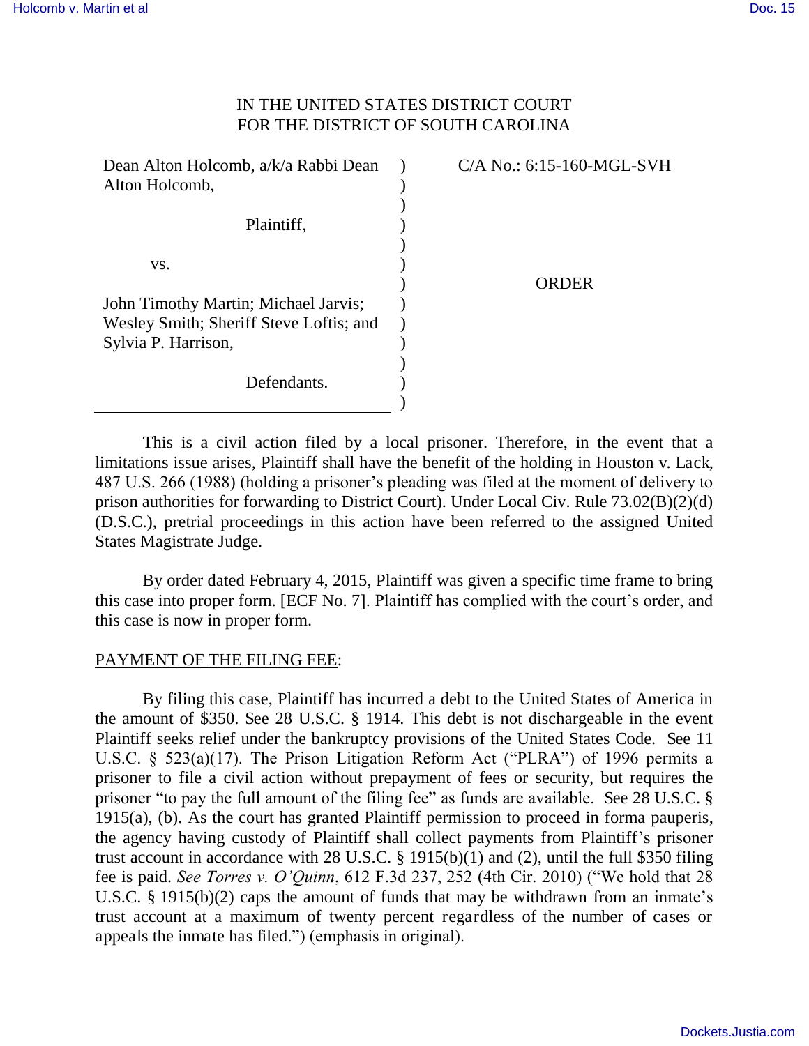IN THE UNITED STATES DISTRICT COURT
FOR THE DISTRICT OF SOUTH CAROLINA

| | | |
|---|---|---|
| Dean Alton Holcomb, a/k/a Rabbi Dean Alton Holcomb,<br><br>Plaintiff,<br><br>vs.<br><br>John Timothy Martin; Michael Jarvis; Wesley Smith; Sheriff Steve Loftis; and Sylvia P. Harrison,<br><br>Defendants. | ) | C/A No.: 6:15-160-MGL-SVH<br><br><br><br>ORDER |

This is a civil action filed by a local prisoner. Therefore, in the event that a limitations issue arises, Plaintiff shall have the benefit of the holding in Houston v. Lack, 487 U.S. 266 (1988) (holding a prisoner's pleading was filed at the moment of delivery to prison authorities for forwarding to District Court). Under Local Civ. Rule 73.02(B)(2)(d) (D.S.C.), pretrial proceedings in this action have been referred to the assigned United States Magistrate Judge.

By order dated February 4, 2015, Plaintiff was given a specific time frame to bring this case into proper form. [ECF No. 7]. Plaintiff has complied with the court's order, and this case is now in proper form.

PAYMENT OF THE FILING FEE:

By filing this case, Plaintiff has incurred a debt to the United States of America in the amount of $350. See 28 U.S.C. § 1914. This debt is not dischargeable in the event Plaintiff seeks relief under the bankruptcy provisions of the United States Code. See 11 U.S.C. § 523(a)(17). The Prison Litigation Reform Act ("PLRA") of 1996 permits a prisoner to file a civil action without prepayment of fees or security, but requires the prisoner "to pay the full amount of the filing fee" as funds are available. See 28 U.S.C. § 1915(a), (b). As the court has granted Plaintiff permission to proceed in forma pauperis, the agency having custody of Plaintiff shall collect payments from Plaintiff's prisoner trust account in accordance with 28 U.S.C. § 1915(b)(1) and (2), until the full $350 filing fee is paid. *See Torres v. O'Quinn*, 612 F.3d 237, 252 (4th Cir. 2010) ("We hold that 28 U.S.C. § 1915(b)(2) caps the amount of funds that may be withdrawn from an inmate's trust account at a maximum of twenty percent regardless of the number of cases or appeals the inmate has filed.") (emphasis in original).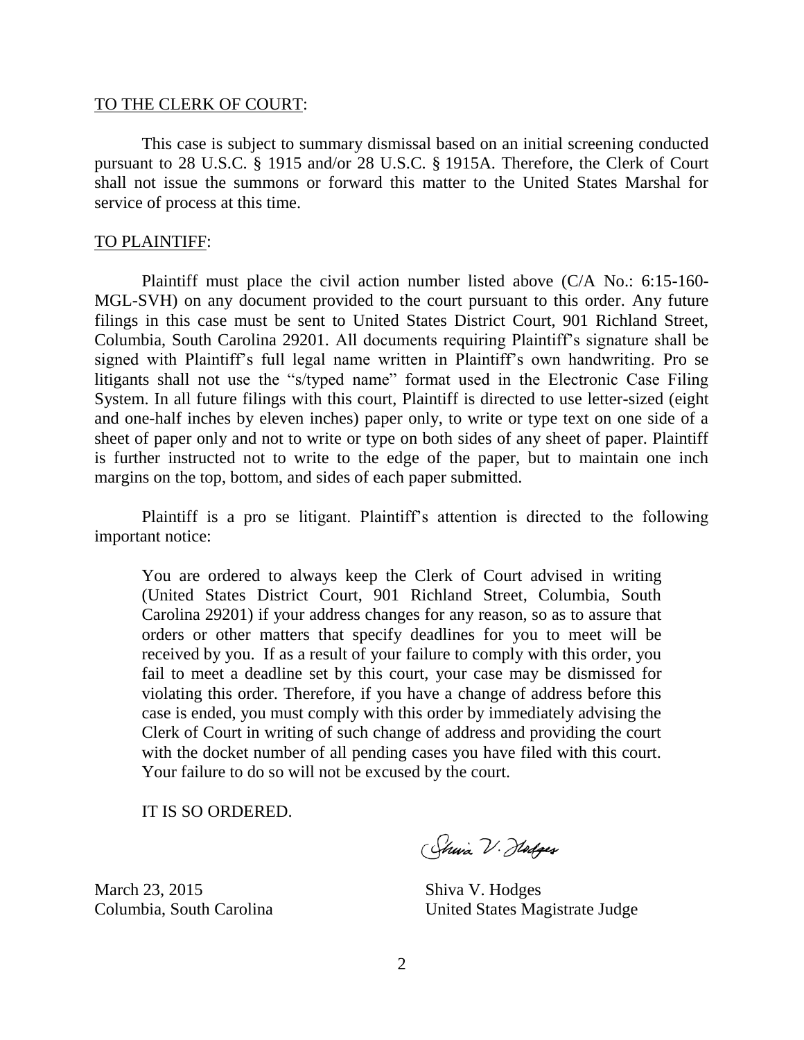TO THE CLERK OF COURT:

This case is subject to summary dismissal based on an initial screening conducted pursuant to 28 U.S.C. § 1915 and/or 28 U.S.C. § 1915A. Therefore, the Clerk of Court shall not issue the summons or forward this matter to the United States Marshal for service of process at this time.

TO PLAINTIFF:

Plaintiff must place the civil action number listed above (C/A No.: 6:15-160-MGL-SVH) on any document provided to the court pursuant to this order. Any future filings in this case must be sent to United States District Court, 901 Richland Street, Columbia, South Carolina 29201. All documents requiring Plaintiff's signature shall be signed with Plaintiff's full legal name written in Plaintiff's own handwriting. Pro se litigants shall not use the "s/typed name" format used in the Electronic Case Filing System. In all future filings with this court, Plaintiff is directed to use letter-sized (eight and one-half inches by eleven inches) paper only, to write or type text on one side of a sheet of paper only and not to write or type on both sides of any sheet of paper. Plaintiff is further instructed not to write to the edge of the paper, but to maintain one inch margins on the top, bottom, and sides of each paper submitted.

Plaintiff is a pro se litigant. Plaintiff's attention is directed to the following important notice:

> You are ordered to always keep the Clerk of Court advised in writing (United States District Court, 901 Richland Street, Columbia, South Carolina 29201) if your address changes for any reason, so as to assure that orders or other matters that specify deadlines for you to meet will be received by you. If as a result of your failure to comply with this order, you fail to meet a deadline set by this court, your case may be dismissed for violating this order. Therefore, if you have a change of address before this case is ended, you must comply with this order by immediately advising the Clerk of Court in writing of such change of address and providing the court with the docket number of all pending cases you have filed with this court. Your failure to do so will not be excused by the court.

IT IS SO ORDERED.

March 23, 2015
Columbia, South Carolina

Shiva V. Hodges
United States Magistrate Judge